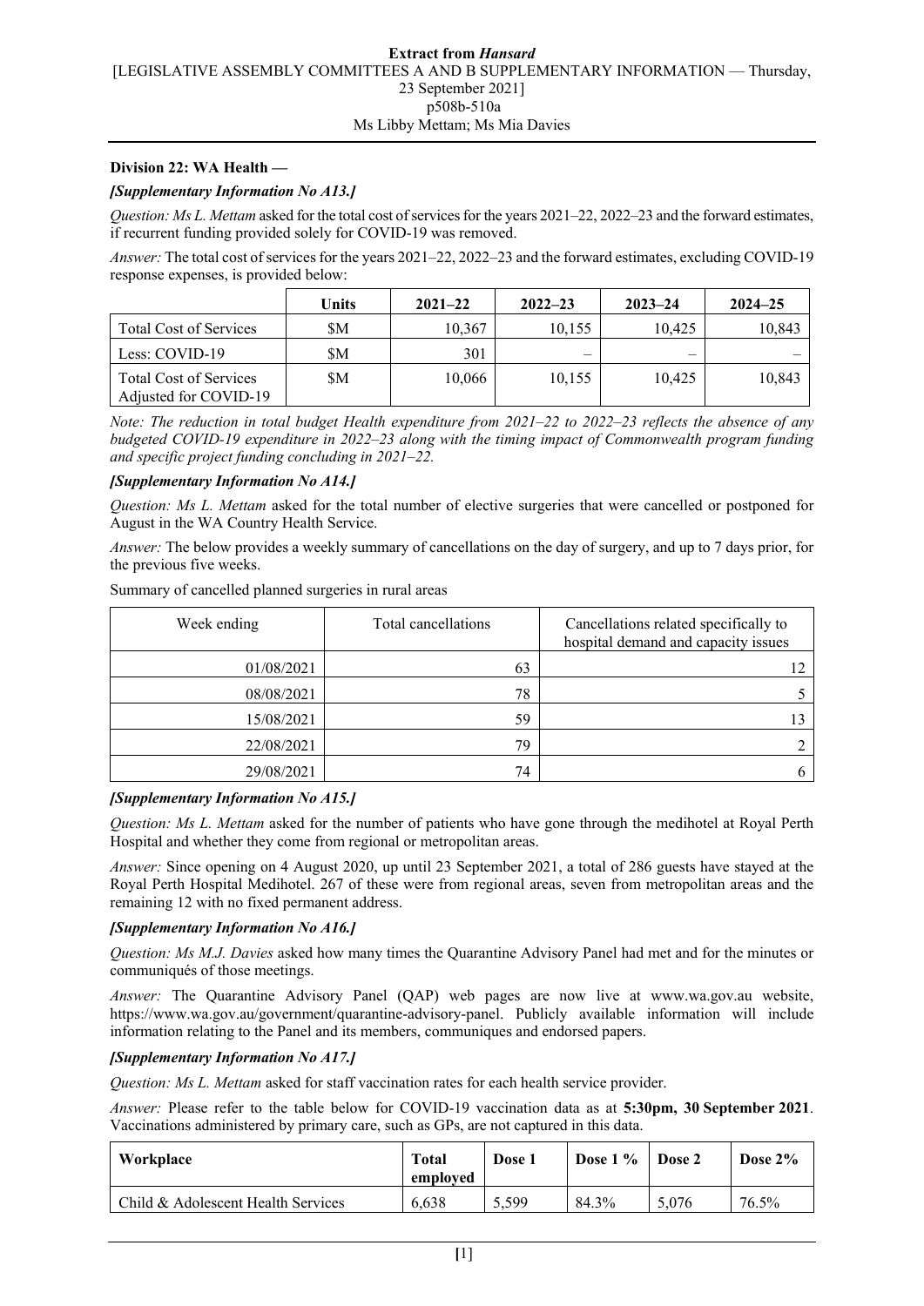**Extract from *Hansard***
[LEGISLATIVE ASSEMBLY COMMITTEES A AND B SUPPLEMENTARY INFORMATION — Thursday, 23 September 2021]
p508b-510a
Ms Libby Mettam; Ms Mia Davies

**Division 22: WA Health —**

***[Supplementary Information No A13.]***

*Question: Ms L. Mettam* asked for the total cost of services for the years 2021–22, 2022–23 and the forward estimates, if recurrent funding provided solely for COVID-19 was removed.

*Answer:* The total cost of services for the years 2021–22, 2022–23 and the forward estimates, excluding COVID-19 response expenses, is provided below:

| | Units | 2021–22 | 2022–23 | 2023–24 | 2024–25 |
|---|---|---|---|---|---|
| Total Cost of Services | $M | 10,367 | 10,155 | 10,425 | 10,843 |
| Less: COVID-19 | $M | 301 | – | – | – |
| Total Cost of Services Adjusted for COVID-19 | $M | 10,066 | 10,155 | 10,425 | 10,843 |

*Note: The reduction in total budget Health expenditure from 2021–22 to 2022–23 reflects the absence of any budgeted COVID-19 expenditure in 2022–23 along with the timing impact of Commonwealth program funding and specific project funding concluding in 2021–22.*

***[Supplementary Information No A14.]***

*Question: Ms L. Mettam* asked for the total number of elective surgeries that were cancelled or postponed for August in the WA Country Health Service.

*Answer:* The below provides a weekly summary of cancellations on the day of surgery, and up to 7 days prior, for the previous five weeks.

Summary of cancelled planned surgeries in rural areas

| Week ending | Total cancellations | Cancellations related specifically to hospital demand and capacity issues |
|---|---|---|
| 01/08/2021 | 63 | 12 |
| 08/08/2021 | 78 | 5 |
| 15/08/2021 | 59 | 13 |
| 22/08/2021 | 79 | 2 |
| 29/08/2021 | 74 | 6 |

***[Supplementary Information No A15.]***

*Question: Ms L. Mettam* asked for the number of patients who have gone through the medihotel at Royal Perth Hospital and whether they come from regional or metropolitan areas.

*Answer:* Since opening on 4 August 2020, up until 23 September 2021, a total of 286 guests have stayed at the Royal Perth Hospital Medihotel. 267 of these were from regional areas, seven from metropolitan areas and the remaining 12 with no fixed permanent address.

***[Supplementary Information No A16.]***

*Question: Ms M.J. Davies* asked how many times the Quarantine Advisory Panel had met and for the minutes or communiqués of those meetings.

*Answer:* The Quarantine Advisory Panel (QAP) web pages are now live at www.wa.gov.au website, https://www.wa.gov.au/government/quarantine-advisory-panel. Publicly available information will include information relating to the Panel and its members, communiques and endorsed papers.

***[Supplementary Information No A17.]***

*Question: Ms L. Mettam* asked for staff vaccination rates for each health service provider.

*Answer:* Please refer to the table below for COVID-19 vaccination data as at **5:30pm, 30 September 2021**. Vaccinations administered by primary care, such as GPs, are not captured in this data.

| Workplace | Total employed | Dose 1 | Dose 1 % | Dose 2 | Dose 2% |
|---|---|---|---|---|---|
| Child & Adolescent Health Services | 6,638 | 5,599 | 84.3% | 5,076 | 76.5% |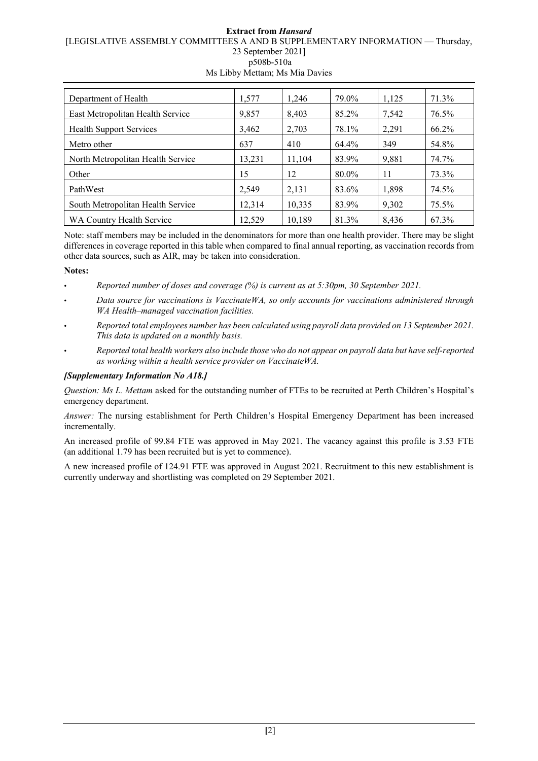| | | | | | |
|---|---|---|---|---|---|
| Department of Health | 1,577 | 1,246 | 79.0% | 1,125 | 71.3% |
| East Metropolitan Health Service | 9,857 | 8,403 | 85.2% | 7,542 | 76.5% |
| Health Support Services | 3,462 | 2,703 | 78.1% | 2,291 | 66.2% |
| Metro other | 637 | 410 | 64.4% | 349 | 54.8% |
| North Metropolitan Health Service | 13,231 | 11,104 | 83.9% | 9,881 | 74.7% |
| Other | 15 | 12 | 80.0% | 11 | 73.3% |
| PathWest | 2,549 | 2,131 | 83.6% | 1,898 | 74.5% |
| South Metropolitan Health Service | 12,314 | 10,335 | 83.9% | 9,302 | 75.5% |
| WA Country Health Service | 12,529 | 10,189 | 81.3% | 8,436 | 67.3% |

Note: staff members may be included in the denominators for more than one health provider. There may be slight differences in coverage reported in this table when compared to final annual reporting, as vaccination records from other data sources, such as AIR, may be taken into consideration.

**Notes:**

- *Reported number of doses and coverage (%) is current as at 5:30pm, 30 September 2021.*
- *Data source for vaccinations is VaccinateWA, so only accounts for vaccinations administered through WA Health–managed vaccination facilities.*
- *Reported total employees number has been calculated using payroll data provided on 13 September 2021. This data is updated on a monthly basis.*
- *Reported total health workers also include those who do not appear on payroll data but have self-reported as working within a health service provider on VaccinateWA.*

***[Supplementary Information No A18.]***

*Question: Ms L. Mettam* asked for the outstanding number of FTEs to be recruited at Perth Children's Hospital's emergency department.

*Answer:* The nursing establishment for Perth Children's Hospital Emergency Department has been increased incrementally.

An increased profile of 99.84 FTE was approved in May 2021. The vacancy against this profile is 3.53 FTE (an additional 1.79 has been recruited but is yet to commence).

A new increased profile of 124.91 FTE was approved in August 2021. Recruitment to this new establishment is currently underway and shortlisting was completed on 29 September 2021.